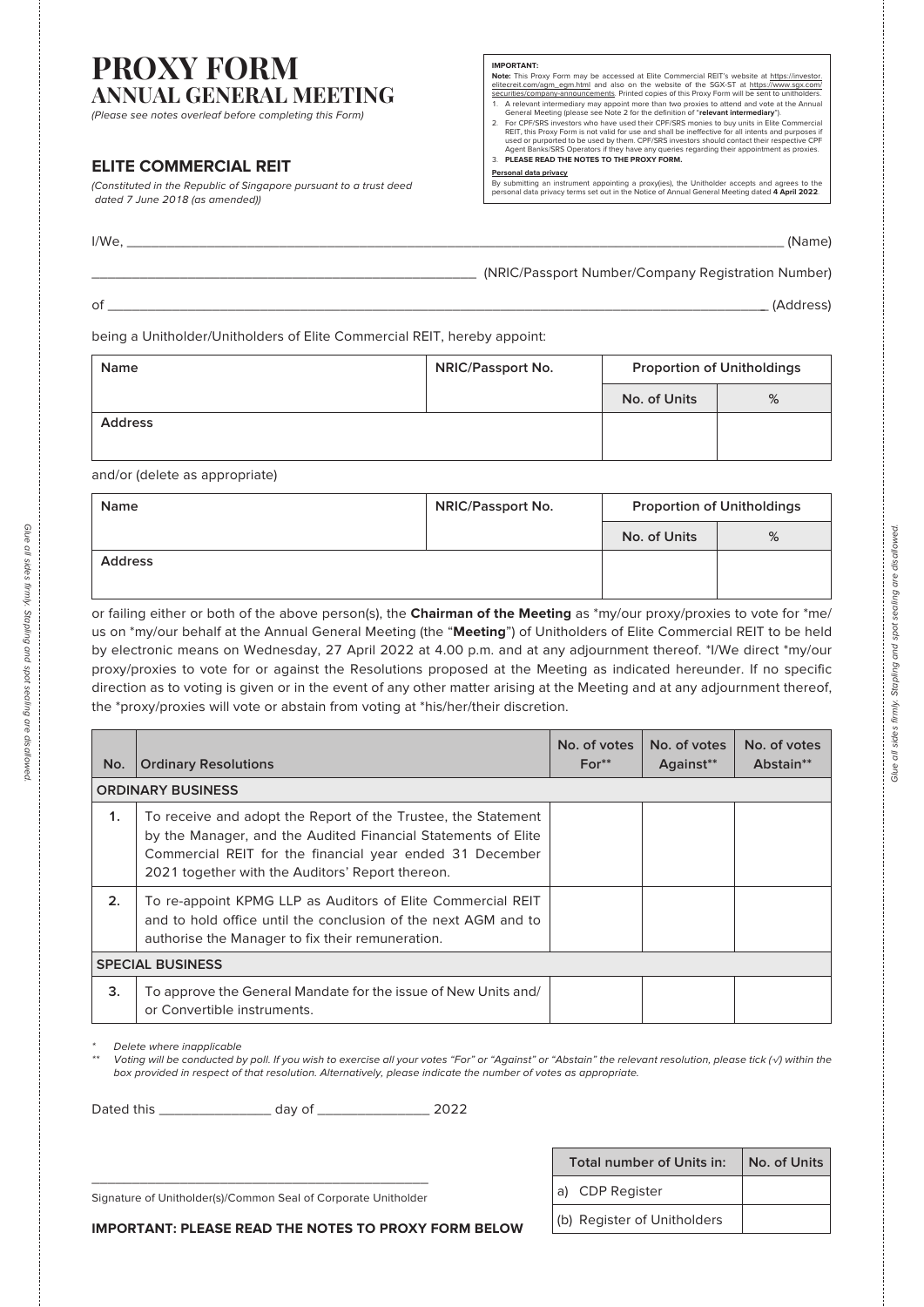# PROXY FORM
## ANNUAL GENERAL MEETING

*(Please see notes overleaf before completing this Form)*

### ELITE COMMERCIAL REIT

*(Constituted in the Republic of Singapore pursuant to a trust deed dated 7 June 2018 (as amended))*

**IMPORTANT:**

**Note:** This Proxy Form may be accessed at Elite Commercial REIT's website at https://investor.elitecreit.com/agm_egm.html and also on the website of the SGX-ST at https://www.sgx.com/securities/company-announcements. Printed copies of this Proxy Form will be sent to unitholders.

1. A relevant intermediary may appoint more than two proxies to attend and vote at the Annual General Meeting (please see Note 2 for the definition of "**relevant intermediary**").
2. For CPF/SRS investors who have used their CPF/SRS monies to buy units in Elite Commercial REIT, this Proxy Form is not valid for use and shall be ineffective for all intents and purposes if used or purported to be used by them. CPF/SRS investors should contact their respective CPF Agent Banks/SRS Operators if they have any queries regarding their appointment as proxies.
3. **PLEASE READ THE NOTES TO THE PROXY FORM.**

**Personal data privacy**

By submitting an instrument appointing a proxy(ies), the Unitholder accepts and agrees to the personal data privacy terms set out in the Notice of Annual General Meeting dated **4 April 2022**.

I/We, ______________________________________________ (Name)

______________________________ (NRIC/Passport Number/Company Registration Number)

of ______________________________________________ (Address)

being a Unitholder/Unitholders of Elite Commercial REIT, hereby appoint:

| Name | NRIC/Passport No. | Proportion of Unitholdings | |
|---|---|---|---|
| | | No. of Units | % |
| Address | | | |

and/or (delete as appropriate)

| Name | NRIC/Passport No. | Proportion of Unitholdings | |
|---|---|---|---|
| | | No. of Units | % |
| Address | | | |

or failing either or both of the above person(s), the **Chairman of the Meeting** as *my/our proxy/proxies to vote for *me/us on *my/our behalf at the Annual General Meeting (the "**Meeting**") of Unitholders of Elite Commercial REIT to be held by electronic means on Wednesday, 27 April 2022 at 4.00 p.m. and at any adjournment thereof. *I/We direct *my/our proxy/proxies to vote for or against the Resolutions proposed at the Meeting as indicated hereunder. If no specific direction as to voting is given or in the event of any other matter arising at the Meeting and at any adjournment thereof, the *proxy/proxies will vote or abstain from voting at *his/her/their discretion.

| No. | Ordinary Resolutions | No. of votes For** | No. of votes Against** | No. of votes Abstain** |
|---|---|---|---|---|
| | **ORDINARY BUSINESS** | | | |
| 1. | To receive and adopt the Report of the Trustee, the Statement by the Manager, and the Audited Financial Statements of Elite Commercial REIT for the financial year ended 31 December 2021 together with the Auditors' Report thereon. | | | |
| 2. | To re-appoint KPMG LLP as Auditors of Elite Commercial REIT and to hold office until the conclusion of the next AGM and to authorise the Manager to fix their remuneration. | | | |
| | **SPECIAL BUSINESS** | | | |
| 3. | To approve the General Mandate for the issue of New Units and/or Convertible instruments. | | | |

\* *Delete where inapplicable*

\*\* *Voting will be conducted by poll. If you wish to exercise all your votes "For" or "Against" or "Abstain" the relevant resolution, please tick (√) within the box provided in respect of that resolution. Alternatively, please indicate the number of votes as appropriate.*

Dated this ____________ day of ____________ 2022

| Total number of Units in: | No. of Units |
|---|---|
| a) CDP Register | |
| (b) Register of Unitholders | |

______________________________________________
Signature of Unitholder(s)/Common Seal of Corporate Unitholder

**IMPORTANT: PLEASE READ THE NOTES TO PROXY FORM BELOW**

*Glue all sides firmly. Stapling and spot sealing are disallowed.*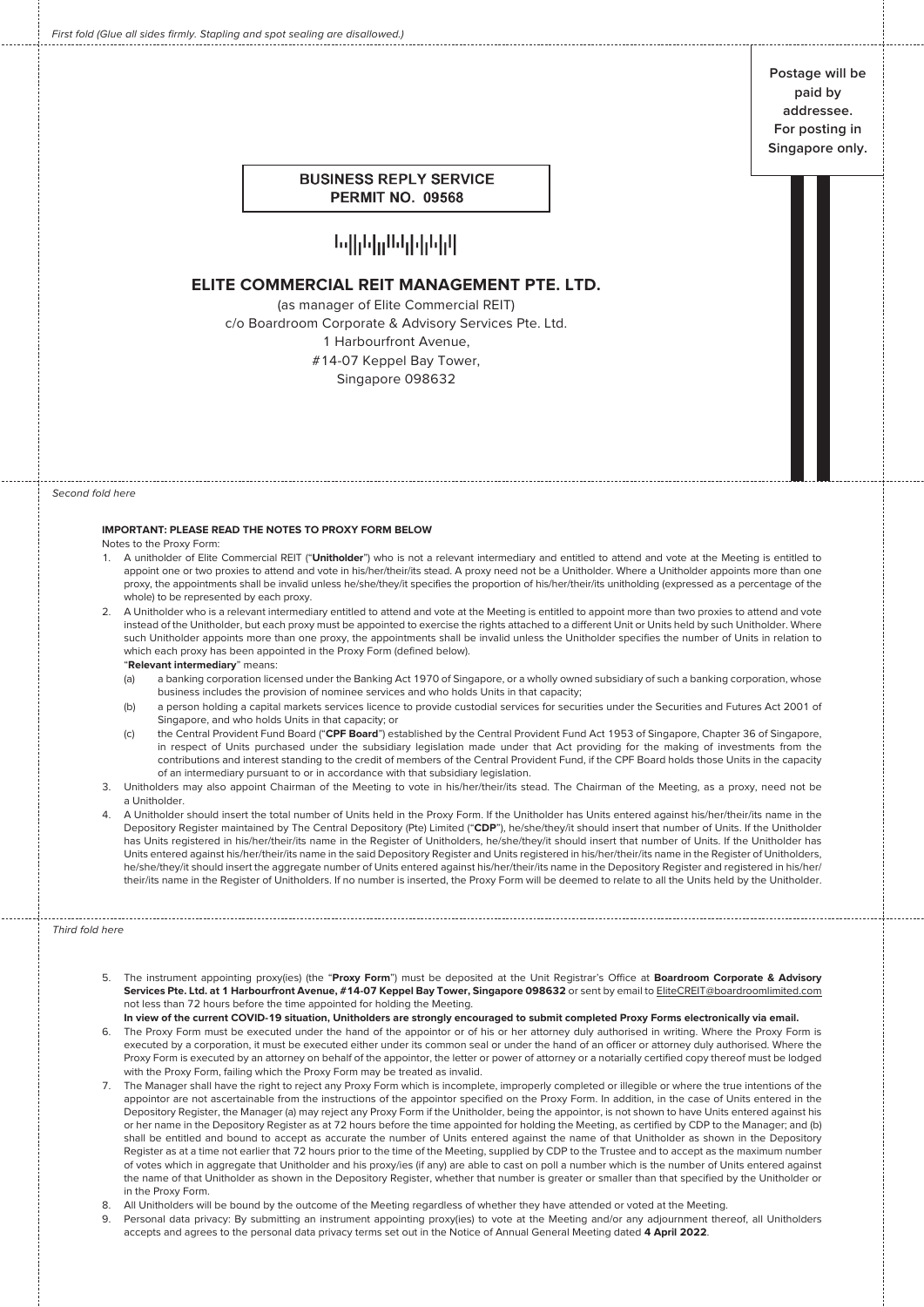*First fold (Glue all sides firmly. Stapling and spot sealing are disallowed.)*

**Postage will be paid by addressee. For posting in Singapore only.**

**BUSINESS REPLY SERVICE**
**PERMIT NO. 09568**

**ELITE COMMERCIAL REIT MANAGEMENT PTE. LTD.**

(as manager of Elite Commercial REIT)
c/o Boardroom Corporate & Advisory Services Pte. Ltd.
1 Harbourfront Avenue,
#14-07 Keppel Bay Tower,
Singapore 098632

*Second fold here*

**IMPORTANT: PLEASE READ THE NOTES TO PROXY FORM BELOW**

Notes to the Proxy Form:

1. A unitholder of Elite Commercial REIT ("**Unitholder**") who is not a relevant intermediary and entitled to attend and vote at the Meeting is entitled to appoint one or two proxies to attend and vote in his/her/their/its stead. A proxy need not be a Unitholder. Where a Unitholder appoints more than one proxy, the appointments shall be invalid unless he/she/they/it specifies the proportion of his/her/their/its unitholding (expressed as a percentage of the whole) to be represented by each proxy.
2. A Unitholder who is a relevant intermediary entitled to attend and vote at the Meeting is entitled to appoint more than two proxies to attend and vote instead of the Unitholder, but each proxy must be appointed to exercise the rights attached to a different Unit or Units held by such Unitholder. Where such Unitholder appoints more than one proxy, the appointments shall be invalid unless the Unitholder specifies the number of Units in relation to which each proxy has been appointed in the Proxy Form (defined below).

   "**Relevant intermediary**" means:

   (a) a banking corporation licensed under the Banking Act 1970 of Singapore, or a wholly owned subsidiary of such a banking corporation, whose business includes the provision of nominee services and who holds Units in that capacity;

   (b) a person holding a capital markets services licence to provide custodial services for securities under the Securities and Futures Act 2001 of Singapore, and who holds Units in that capacity; or

   (c) the Central Provident Fund Board ("**CPF Board**") established by the Central Provident Fund Act 1953 of Singapore, Chapter 36 of Singapore, in respect of Units purchased under the subsidiary legislation made under that Act providing for the making of investments from the contributions and interest standing to the credit of members of the Central Provident Fund, if the CPF Board holds those Units in the capacity of an intermediary pursuant to or in accordance with that subsidiary legislation.
3. Unitholders may also appoint Chairman of the Meeting to vote in his/her/their/its stead. The Chairman of the Meeting, as a proxy, need not be a Unitholder.
4. A Unitholder should insert the total number of Units held in the Proxy Form. If the Unitholder has Units entered against his/her/their/its name in the Depository Register maintained by The Central Depository (Pte) Limited ("**CDP**"), he/she/they/it should insert that number of Units. If the Unitholder has Units registered in his/her/their/its name in the Register of Unitholders, he/she/they/it should insert that number of Units. If the Unitholder has Units entered against his/her/their/its name in the said Depository Register and Units registered in his/her/their/its name in the Register of Unitholders, he/she/they/it should insert the aggregate number of Units entered against his/her/their/its name in the Depository Register and registered in his/her/their/its name in the Register of Unitholders. If no number is inserted, the Proxy Form will be deemed to relate to all the Units held by the Unitholder.

*Third fold here*

5. The instrument appointing proxy(ies) (the "**Proxy Form**") must be deposited at the Unit Registrar's Office at **Boardroom Corporate & Advisory Services Pte. Ltd. at 1 Harbourfront Avenue, #14-07 Keppel Bay Tower, Singapore 098632** or sent by email to EliteCREIT@boardroomlimited.com not less than 72 hours before the time appointed for holding the Meeting.

   **In view of the current COVID-19 situation, Unitholders are strongly encouraged to submit completed Proxy Forms electronically via email.**
6. The Proxy Form must be executed under the hand of the appointor or of his or her attorney duly authorised in writing. Where the Proxy Form is executed by a corporation, it must be executed either under its common seal or under the hand of an officer or attorney duly authorised. Where the Proxy Form is executed by an attorney on behalf of the appointor, the letter or power of attorney or a notarially certified copy thereof must be lodged with the Proxy Form, failing which the Proxy Form may be treated as invalid.
7. The Manager shall have the right to reject any Proxy Form which is incomplete, improperly completed or illegible or where the true intentions of the appointor are not ascertainable from the instructions of the appointor specified on the Proxy Form. In addition, in the case of Units entered in the Depository Register, the Manager (a) may reject any Proxy Form if the Unitholder, being the appointor, is not shown to have Units entered against his or her name in the Depository Register as at 72 hours before the time appointed for holding the Meeting, as certified by CDP to the Manager; and (b) shall be entitled and bound to accept as accurate the number of Units entered against the name of that Unitholder as shown in the Depository Register as at a time not earlier that 72 hours prior to the time of the Meeting, supplied by CDP to the Trustee and to accept as the maximum number of votes which in aggregate that Unitholder and his proxy/ies (if any) are able to cast on poll a number which is the number of Units entered against the name of that Unitholder as shown in the Depository Register, whether that number is greater or smaller than that specified by the Unitholder or in the Proxy Form.
8. All Unitholders will be bound by the outcome of the Meeting regardless of whether they have attended or voted at the Meeting.
9. Personal data privacy: By submitting an instrument appointing proxy(ies) to vote at the Meeting and/or any adjournment thereof, all Unitholders accepts and agrees to the personal data privacy terms set out in the Notice of Annual General Meeting dated **4 April 2022**.